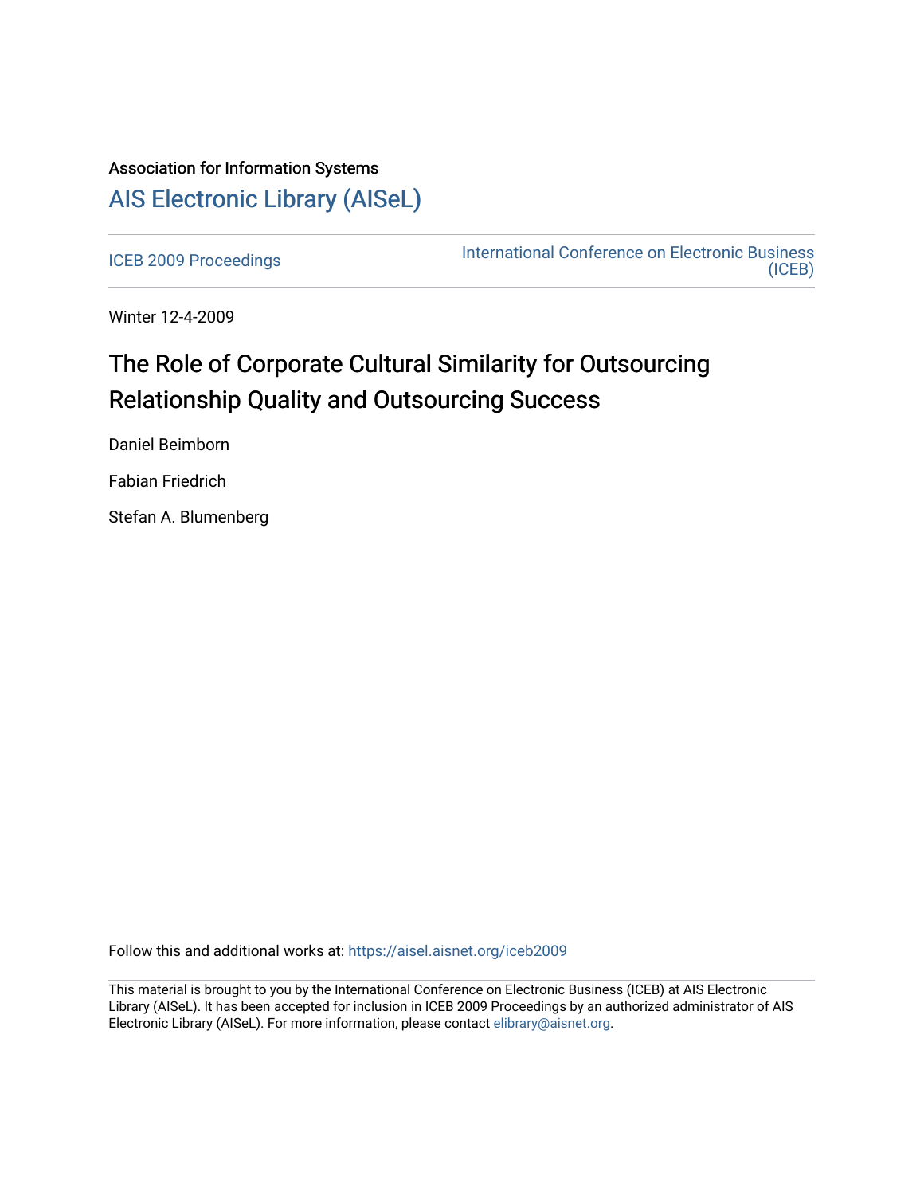Association for Information Systems

# AIS Electronic Library (AISeL)

ICEB 2009 Proceedings

International Conference on Electronic Business (ICEB)

Winter 12-4-2009

# The Role of Corporate Cultural Similarity for Outsourcing Relationship Quality and Outsourcing Success

Daniel Beimborn

Fabian Friedrich

Stefan A. Blumenberg

Follow this and additional works at: https://aisel.aisnet.org/iceb2009

This material is brought to you by the International Conference on Electronic Business (ICEB) at AIS Electronic Library (AISeL). It has been accepted for inclusion in ICEB 2009 Proceedings by an authorized administrator of AIS Electronic Library (AISeL). For more information, please contact elibrary@aisnet.org.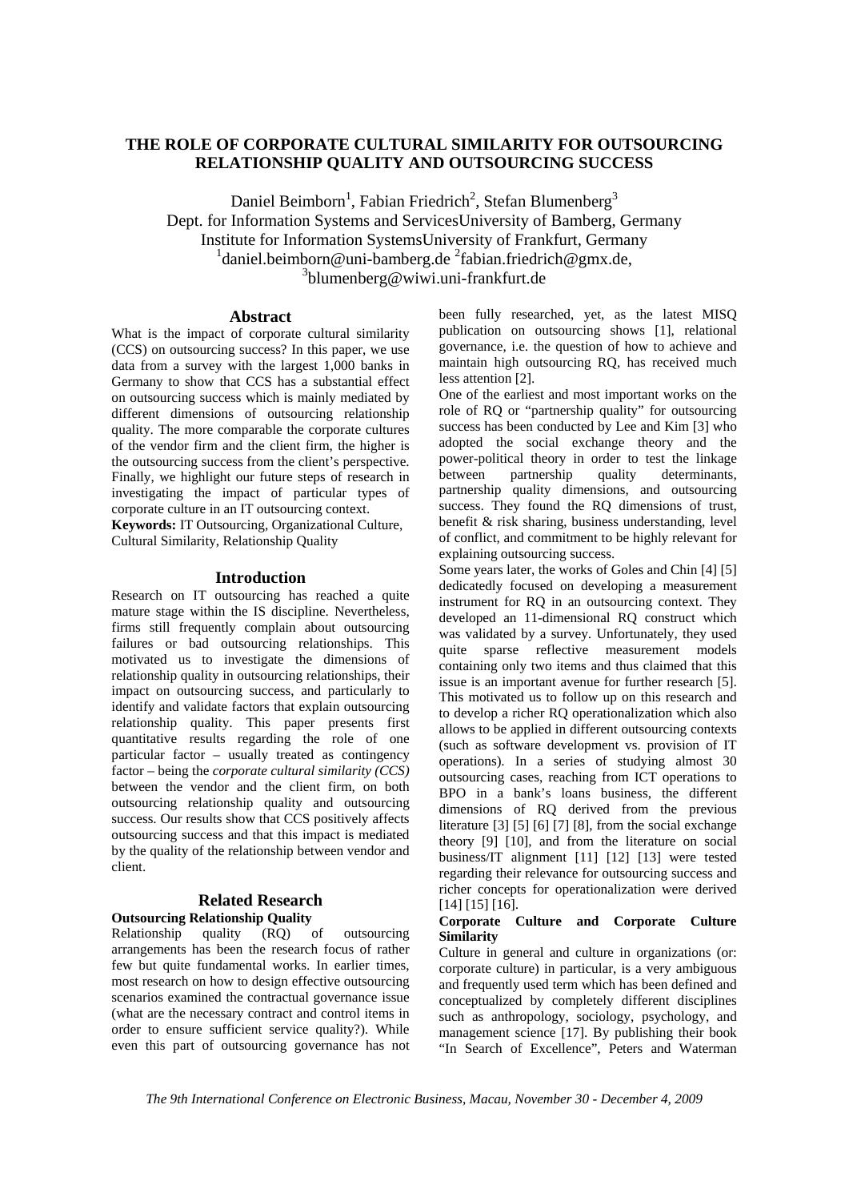# THE ROLE OF CORPORATE CULTURAL SIMILARITY FOR OUTSOURCING RELATIONSHIP QUALITY AND OUTSOURCING SUCCESS

Daniel Beimborn[1], Fabian Friedrich[2], Stefan Blumenberg[3]
Dept. for Information Systems and ServicesUniversity of Bamberg, Germany
Institute for Information SystemsUniversity of Frankfurt, Germany
[1]daniel.beimborn@uni-bamberg.de [2]fabian.friedrich@gmx.de,
[3]blumenberg@wiwi.uni-frankfurt.de

## Abstract

What is the impact of corporate cultural similarity (CCS) on outsourcing success? In this paper, we use data from a survey with the largest 1,000 banks in Germany to show that CCS has a substantial effect on outsourcing success which is mainly mediated by different dimensions of outsourcing relationship quality. The more comparable the corporate cultures of the vendor firm and the client firm, the higher is the outsourcing success from the client's perspective. Finally, we highlight our future steps of research in investigating the impact of particular types of corporate culture in an IT outsourcing context.

**Keywords:** IT Outsourcing, Organizational Culture, Cultural Similarity, Relationship Quality

## Introduction

Research on IT outsourcing has reached a quite mature stage within the IS discipline. Nevertheless, firms still frequently complain about outsourcing failures or bad outsourcing relationships. This motivated us to investigate the dimensions of relationship quality in outsourcing relationships, their impact on outsourcing success, and particularly to identify and validate factors that explain outsourcing relationship quality. This paper presents first quantitative results regarding the role of one particular factor – usually treated as contingency factor – being the *corporate cultural similarity (CCS)* between the vendor and the client firm, on both outsourcing relationship quality and outsourcing success. Our results show that CCS positively affects outsourcing success and that this impact is mediated by the quality of the relationship between vendor and client.

## Related Research

### Outsourcing Relationship Quality

Relationship quality (RQ) of outsourcing arrangements has been the research focus of rather few but quite fundamental works. In earlier times, most research on how to design effective outsourcing scenarios examined the contractual governance issue (what are the necessary contract and control items in order to ensure sufficient service quality?). While even this part of outsourcing governance has not been fully researched, yet, as the latest MISQ publication on outsourcing shows [1], relational governance, i.e. the question of how to achieve and maintain high outsourcing RQ, has received much less attention [2].

One of the earliest and most important works on the role of RQ or "partnership quality" for outsourcing success has been conducted by Lee and Kim [3] who adopted the social exchange theory and the power-political theory in order to test the linkage between partnership quality determinants, partnership quality dimensions, and outsourcing success. They found the RQ dimensions of trust, benefit & risk sharing, business understanding, level of conflict, and commitment to be highly relevant for explaining outsourcing success.

Some years later, the works of Goles and Chin [4] [5] dedicatedly focused on developing a measurement instrument for RQ in an outsourcing context. They developed an 11-dimensional RQ construct which was validated by a survey. Unfortunately, they used quite sparse reflective measurement models containing only two items and thus claimed that this issue is an important avenue for further research [5]. This motivated us to follow up on this research and to develop a richer RQ operationalization which also allows to be applied in different outsourcing contexts (such as software development vs. provision of IT operations). In a series of studying almost 30 outsourcing cases, reaching from ICT operations to BPO in a bank's loans business, the different dimensions of RQ derived from the previous literature [3] [5] [6] [7] [8], from the social exchange theory [9] [10], and from the literature on social business/IT alignment [11] [12] [13] were tested regarding their relevance for outsourcing success and richer concepts for operationalization were derived [14] [15] [16].

### Corporate Culture and Corporate Culture Similarity

Culture in general and culture in organizations (or: corporate culture) in particular, is a very ambiguous and frequently used term which has been defined and conceptualized by completely different disciplines such as anthropology, sociology, psychology, and management science [17]. By publishing their book "In Search of Excellence", Peters and Waterman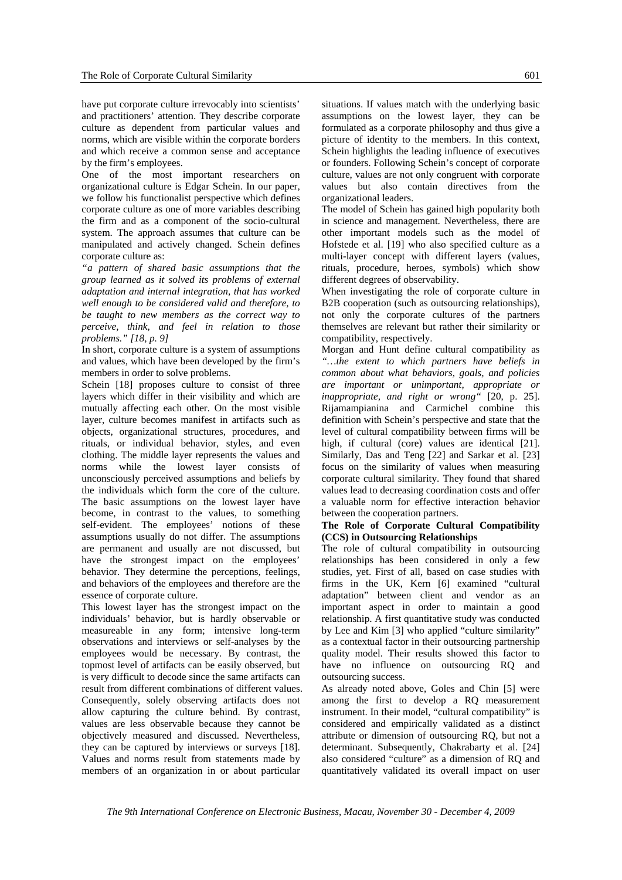have put corporate culture irrevocably into scientists' and practitioners' attention. They describe corporate culture as dependent from particular values and norms, which are visible within the corporate borders and which receive a common sense and acceptance by the firm's employees.

One of the most important researchers on organizational culture is Edgar Schein. In our paper, we follow his functionalist perspective which defines corporate culture as one of more variables describing the firm and as a component of the socio-cultural system. The approach assumes that culture can be manipulated and actively changed. Schein defines corporate culture as:

*"a pattern of shared basic assumptions that the group learned as it solved its problems of external adaptation and internal integration, that has worked well enough to be considered valid and therefore, to be taught to new members as the correct way to perceive, think, and feel in relation to those problems." [18, p. 9]*

In short, corporate culture is a system of assumptions and values, which have been developed by the firm's members in order to solve problems.

Schein [18] proposes culture to consist of three layers which differ in their visibility and which are mutually affecting each other. On the most visible layer, culture becomes manifest in artifacts such as objects, organizational structures, procedures, and rituals, or individual behavior, styles, and even clothing. The middle layer represents the values and norms while the lowest layer consists of unconsciously perceived assumptions and beliefs by the individuals which form the core of the culture. The basic assumptions on the lowest layer have become, in contrast to the values, to something self-evident. The employees' notions of these assumptions usually do not differ. The assumptions are permanent and usually are not discussed, but have the strongest impact on the employees' behavior. They determine the perceptions, feelings, and behaviors of the employees and therefore are the essence of corporate culture.

This lowest layer has the strongest impact on the individuals' behavior, but is hardly observable or measureable in any form; intensive long-term observations and interviews or self-analyses by the employees would be necessary. By contrast, the topmost level of artifacts can be easily observed, but is very difficult to decode since the same artifacts can result from different combinations of different values. Consequently, solely observing artifacts does not allow capturing the culture behind. By contrast, values are less observable because they cannot be objectively measured and discussed. Nevertheless, they can be captured by interviews or surveys [18]. Values and norms result from statements made by members of an organization in or about particular situations. If values match with the underlying basic assumptions on the lowest layer, they can be formulated as a corporate philosophy and thus give a picture of identity to the members. In this context, Schein highlights the leading influence of executives or founders. Following Schein's concept of corporate culture, values are not only congruent with corporate values but also contain directives from the organizational leaders.

The model of Schein has gained high popularity both in science and management. Nevertheless, there are other important models such as the model of Hofstede et al. [19] who also specified culture as a multi-layer concept with different layers (values, rituals, procedure, heroes, symbols) which show different degrees of observability.

When investigating the role of corporate culture in B2B cooperation (such as outsourcing relationships), not only the corporate cultures of the partners themselves are relevant but rather their similarity or compatibility, respectively.

Morgan and Hunt define cultural compatibility as *"…the extent to which partners have beliefs in common about what behaviors, goals, and policies are important or unimportant, appropriate or inappropriate, and right or wrong"* [20, p. 25]. Rijamampianina and Carmichel combine this definition with Schein's perspective and state that the level of cultural compatibility between firms will be high, if cultural (core) values are identical [21]. Similarly, Das and Teng [22] and Sarkar et al. [23] focus on the similarity of values when measuring corporate cultural similarity. They found that shared values lead to decreasing coordination costs and offer a valuable norm for effective interaction behavior between the cooperation partners.

**The Role of Corporate Cultural Compatibility (CCS) in Outsourcing Relationships**

The role of cultural compatibility in outsourcing relationships has been considered in only a few studies, yet. First of all, based on case studies with firms in the UK, Kern [6] examined "cultural adaptation" between client and vendor as an important aspect in order to maintain a good relationship. A first quantitative study was conducted by Lee and Kim [3] who applied "culture similarity" as a contextual factor in their outsourcing partnership quality model. Their results showed this factor to have no influence on outsourcing RQ and outsourcing success.

As already noted above, Goles and Chin [5] were among the first to develop a RQ measurement instrument. In their model, "cultural compatibility" is considered and empirically validated as a distinct attribute or dimension of outsourcing RQ, but not a determinant. Subsequently, Chakrabarty et al. [24] also considered "culture" as a dimension of RQ and quantitatively validated its overall impact on user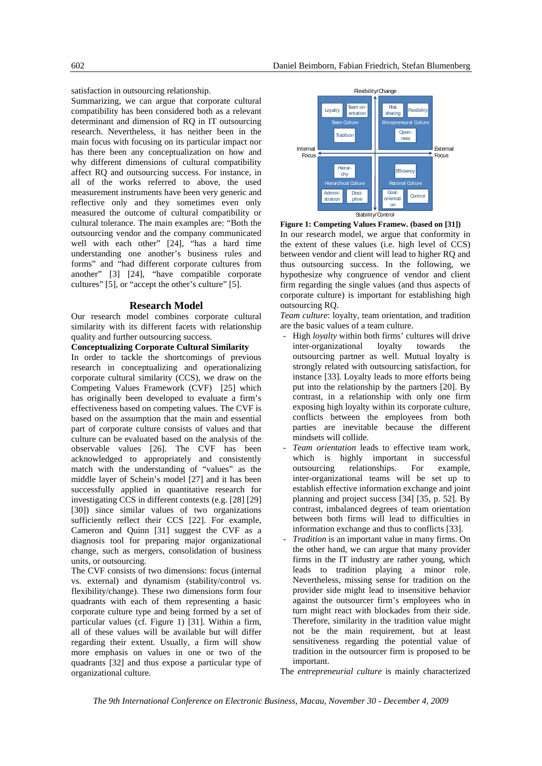satisfaction in outsourcing relationship.

Summarizing, we can argue that corporate cultural compatibility has been considered both as a relevant determinant and dimension of RQ in IT outsourcing research. Nevertheless, it has neither been in the main focus with focusing on its particular impact nor has there been any conceptualization on how and why different dimensions of cultural compatibility affect RQ and outsourcing success. For instance, in all of the works referred to above, the used measurement instruments have been very generic and reflective only and they sometimes even only measured the outcome of cultural compatibility or cultural tolerance. The main examples are: "Both the outsourcing vendor and the company communicated well with each other" [24], "has a hard time understanding one another's business rules and forms" and "had different corporate cultures from another" [3] [24], "have compatible corporate cultures" [5], or "accept the other's culture" [5].

## Research Model

Our research model combines corporate cultural similarity with its different facets with relationship quality and further outsourcing success.

**Conceptualizing Corporate Cultural Similarity**

In order to tackle the shortcomings of previous research in conceptualizing and operationalizing corporate cultural similarity (CCS), we draw on the Competing Values Framework (CVF) [25] which has originally been developed to evaluate a firm's effectiveness based on competing values. The CVF is based on the assumption that the main and essential part of corporate culture consists of values and that culture can be evaluated based on the analysis of the observable values [26]. The CVF has been acknowledged to appropriately and consistently match with the understanding of "values" as the middle layer of Schein's model [27] and it has been successfully applied in quantitative research for investigating CCS in different contexts (e.g. [28] [29] [30]) since similar values of two organizations sufficiently reflect their CCS [22]. For example, Cameron and Quinn [31] suggest the CVF as a diagnosis tool for preparing major organizational change, such as mergers, consolidation of business units, or outsourcing.

The CVF consists of two dimensions: focus (internal vs. external) and dynamism (stability/control vs. flexibility/change). These two dimensions form four quadrants with each of them representing a basic corporate culture type and being formed by a set of particular values (cf. Figure 1) [31]. Within a firm, all of these values will be available but will differ regarding their extent. Usually, a firm will show more emphasis on values in one or two of the quadrants [32] and thus expose a particular type of organizational culture.

**Figure 1: Competing Values Framew. (based on [31])**

In our research model, we argue that conformity in the extent of these values (i.e. high level of CCS) between vendor and client will lead to higher RQ and thus outsourcing success. In the following, we hypothesize why congruence of vendor and client firm regarding the single values (and thus aspects of corporate culture) is important for establishing high outsourcing RQ.

*Team culture*: loyalty, team orientation, and tradition are the basic values of a team culture.

- High *loyalty* within both firms' cultures will drive inter-organizational loyalty towards the outsourcing partner as well. Mutual loyalty is strongly related with outsourcing satisfaction, for instance [33]. Loyalty leads to more efforts being put into the relationship by the partners [20]. By contrast, in a relationship with only one firm exposing high loyalty within its corporate culture, conflicts between the employees from both parties are inevitable because the different mindsets will collide.
- *Team orientation* leads to effective team work, which is highly important in successful outsourcing relationships. For example, inter-organizational teams will be set up to establish effective information exchange and joint planning and project success [34] [35, p. 52]. By contrast, imbalanced degrees of team orientation between both firms will lead to difficulties in information exchange and thus to conflicts [33].
- *Tradition* is an important value in many firms. On the other hand, we can argue that many provider firms in the IT industry are rather young, which leads to tradition playing a minor role. Nevertheless, missing sense for tradition on the provider side might lead to insensitive behavior against the outsourcer firm's employees who in turn might react with blockades from their side. Therefore, similarity in the tradition value might not be the main requirement, but at least sensitiveness regarding the potential value of tradition in the outsourcer firm is proposed to be important.

The *entrepreneurial culture* is mainly characterized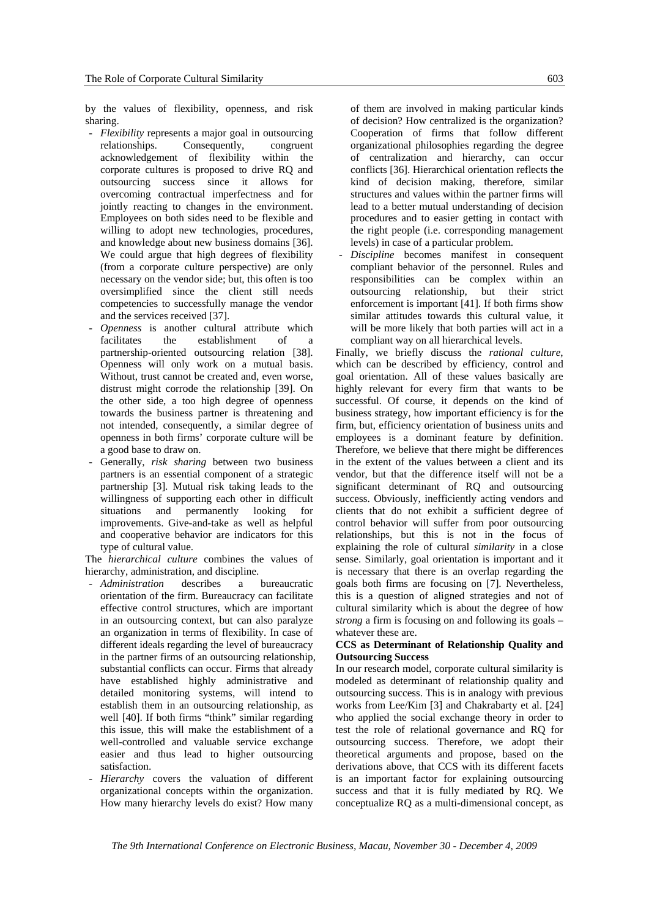by the values of flexibility, openness, and risk sharing.

- *Flexibility* represents a major goal in outsourcing relationships. Consequently, congruent acknowledgement of flexibility within the corporate cultures is proposed to drive RQ and outsourcing success since it allows for overcoming contractual imperfectness and for jointly reacting to changes in the environment. Employees on both sides need to be flexible and willing to adopt new technologies, procedures, and knowledge about new business domains [36]. We could argue that high degrees of flexibility (from a corporate culture perspective) are only necessary on the vendor side; but, this often is too oversimplified since the client still needs competencies to successfully manage the vendor and the services received [37].
- *Openness* is another cultural attribute which facilitates the establishment of a partnership-oriented outsourcing relation [38]. Openness will only work on a mutual basis. Without, trust cannot be created and, even worse, distrust might corrode the relationship [39]. On the other side, a too high degree of openness towards the business partner is threatening and not intended, consequently, a similar degree of openness in both firms' corporate culture will be a good base to draw on.
- Generally, *risk sharing* between two business partners is an essential component of a strategic partnership [3]. Mutual risk taking leads to the willingness of supporting each other in difficult situations and permanently looking for improvements. Give-and-take as well as helpful and cooperative behavior are indicators for this type of cultural value.

The *hierarchical culture* combines the values of hierarchy, administration, and discipline.

- *Administration* describes a bureaucratic orientation of the firm. Bureaucracy can facilitate effective control structures, which are important in an outsourcing context, but can also paralyze an organization in terms of flexibility. In case of different ideals regarding the level of bureaucracy in the partner firms of an outsourcing relationship, substantial conflicts can occur. Firms that already have established highly administrative and detailed monitoring systems, will intend to establish them in an outsourcing relationship, as well [40]. If both firms "think" similar regarding this issue, this will make the establishment of a well-controlled and valuable service exchange easier and thus lead to higher outsourcing satisfaction.
- *Hierarchy* covers the valuation of different organizational concepts within the organization. How many hierarchy levels do exist? How many of them are involved in making particular kinds of decision? How centralized is the organization? Cooperation of firms that follow different organizational philosophies regarding the degree of centralization and hierarchy, can occur conflicts [36]. Hierarchical orientation reflects the kind of decision making, therefore, similar structures and values within the partner firms will lead to a better mutual understanding of decision procedures and to easier getting in contact with the right people (i.e. corresponding management levels) in case of a particular problem.
- *Discipline* becomes manifest in consequent compliant behavior of the personnel. Rules and responsibilities can be complex within an outsourcing relationship, but their strict enforcement is important [41]. If both firms show similar attitudes towards this cultural value, it will be more likely that both parties will act in a compliant way on all hierarchical levels.

Finally, we briefly discuss the *rational culture*, which can be described by efficiency, control and goal orientation. All of these values basically are highly relevant for every firm that wants to be successful. Of course, it depends on the kind of business strategy, how important efficiency is for the firm, but, efficiency orientation of business units and employees is a dominant feature by definition. Therefore, we believe that there might be differences in the extent of the values between a client and its vendor, but that the difference itself will not be a significant determinant of RQ and outsourcing success. Obviously, inefficiently acting vendors and clients that do not exhibit a sufficient degree of control behavior will suffer from poor outsourcing relationships, but this is not in the focus of explaining the role of cultural *similarity* in a close sense. Similarly, goal orientation is important and it is necessary that there is an overlap regarding the goals both firms are focusing on [7]. Nevertheless, this is a question of aligned strategies and not of cultural similarity which is about the degree of how *strong* a firm is focusing on and following its goals – whatever these are.

**CCS as Determinant of Relationship Quality and Outsourcing Success**

In our research model, corporate cultural similarity is modeled as determinant of relationship quality and outsourcing success. This is in analogy with previous works from Lee/Kim [3] and Chakrabarty et al. [24] who applied the social exchange theory in order to test the role of relational governance and RQ for outsourcing success. Therefore, we adopt their theoretical arguments and propose, based on the derivations above, that CCS with its different facets is an important factor for explaining outsourcing success and that it is fully mediated by RQ. We conceptualize RQ as a multi-dimensional concept, as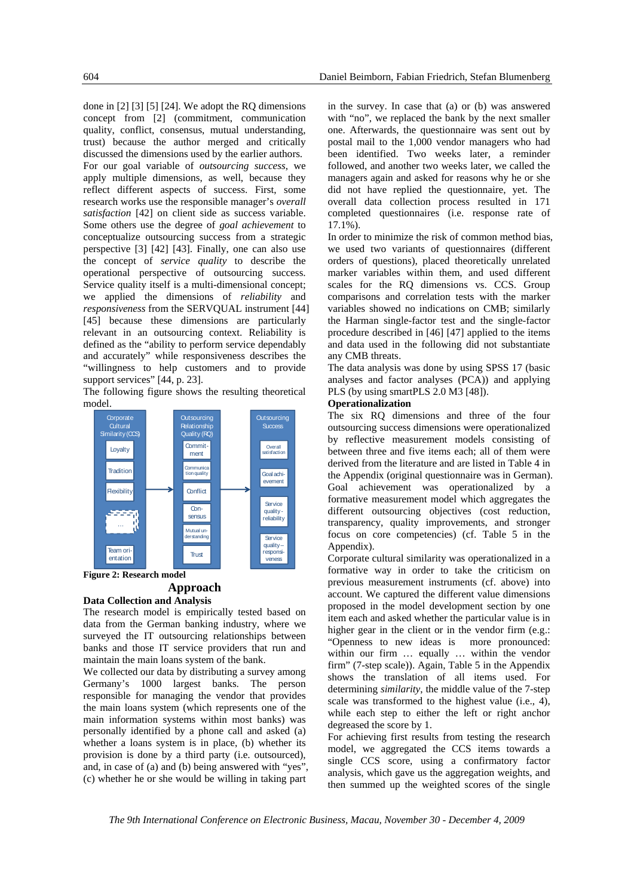done in [2] [3] [5] [24]. We adopt the RQ dimensions concept from [2] (commitment, communication quality, conflict, consensus, mutual understanding, trust) because the author merged and critically discussed the dimensions used by the earlier authors.

For our goal variable of *outsourcing success*, we apply multiple dimensions, as well, because they reflect different aspects of success. First, some research works use the responsible manager's *overall satisfaction* [42] on client side as success variable. Some others use the degree of *goal achievement* to conceptualize outsourcing success from a strategic perspective [3] [42] [43]. Finally, one can also use the concept of *service quality* to describe the operational perspective of outsourcing success. Service quality itself is a multi-dimensional concept; we applied the dimensions of *reliability* and *responsiveness* from the SERVQUAL instrument [44] [45] because these dimensions are particularly relevant in an outsourcing context. Reliability is defined as the "ability to perform service dependably and accurately" while responsiveness describes the "willingness to help customers and to provide support services" [44, p. 23].

The following figure shows the resulting theoretical model.

| Corporate Cultural Similarity (CCS) | | Outsourcing Relationship Quality (RQ) | | Outsourcing Success |
|---|---|---|---|---|
| Loyalty | → | Commitment | → | Overall satisfaction |
| Tradition | | Communication quality | | Goal achievement |
| Flexibility | | Conflict | | Service quality - reliability |
| ... | | Consensus | | Service quality – responsiveness |
| Team orientation | | Mutual understanding | | |
| | | Trust | | |

**Figure 2: Research model**

# Approach

## Data Collection and Analysis

The research model is empirically tested based on data from the German banking industry, where we surveyed the IT outsourcing relationships between banks and those IT service providers that run and maintain the main loans system of the bank.

We collected our data by distributing a survey among Germany's 1000 largest banks. The person responsible for managing the vendor that provides the main loans system (which represents one of the main information systems within most banks) was personally identified by a phone call and asked (a) whether a loans system is in place, (b) whether its provision is done by a third party (i.e. outsourced), and, in case of (a) and (b) being answered with "yes", (c) whether he or she would be willing in taking part in the survey. In case that (a) or (b) was answered with "no", we replaced the bank by the next smaller one. Afterwards, the questionnaire was sent out by postal mail to the 1,000 vendor managers who had been identified. Two weeks later, a reminder followed, and another two weeks later, we called the managers again and asked for reasons why he or she did not have replied the questionnaire, yet. The overall data collection process resulted in 171 completed questionnaires (i.e. response rate of 17.1%).

In order to minimize the risk of common method bias, we used two variants of questionnaires (different orders of questions), placed theoretically unrelated marker variables within them, and used different scales for the RQ dimensions vs. CCS. Group comparisons and correlation tests with the marker variables showed no indications on CMB; similarly the Harman single-factor test and the single-factor procedure described in [46] [47] applied to the items and data used in the following did not substantiate any CMB threats.

The data analysis was done by using SPSS 17 (basic analyses and factor analyses (PCA)) and applying PLS (by using smartPLS 2.0 M3 [48]).

## Operationalization

The six RQ dimensions and three of the four outsourcing success dimensions were operationalized by reflective measurement models consisting of between three and five items each; all of them were derived from the literature and are listed in Table 4 in the Appendix (original questionnaire was in German). Goal achievement was operationalized by a formative measurement model which aggregates the different outsourcing objectives (cost reduction, transparency, quality improvements, and stronger focus on core competencies) (cf. Table 5 in the Appendix).

Corporate cultural similarity was operationalized in a formative way in order to take the criticism on previous measurement instruments (cf. above) into account. We captured the different value dimensions proposed in the model development section by one item each and asked whether the particular value is in higher gear in the client or in the vendor firm (e.g.: "Openness to new ideas is more pronounced: within our firm … equally … within the vendor firm" (7-step scale)). Again, Table 5 in the Appendix shows the translation of all items used. For determining *similarity*, the middle value of the 7-step scale was transformed to the highest value (i.e., 4), while each step to either the left or right anchor degreased the score by 1.

For achieving first results from testing the research model, we aggregated the CCS items towards a single CCS score, using a confirmatory factor analysis, which gave us the aggregation weights, and then summed up the weighted scores of the single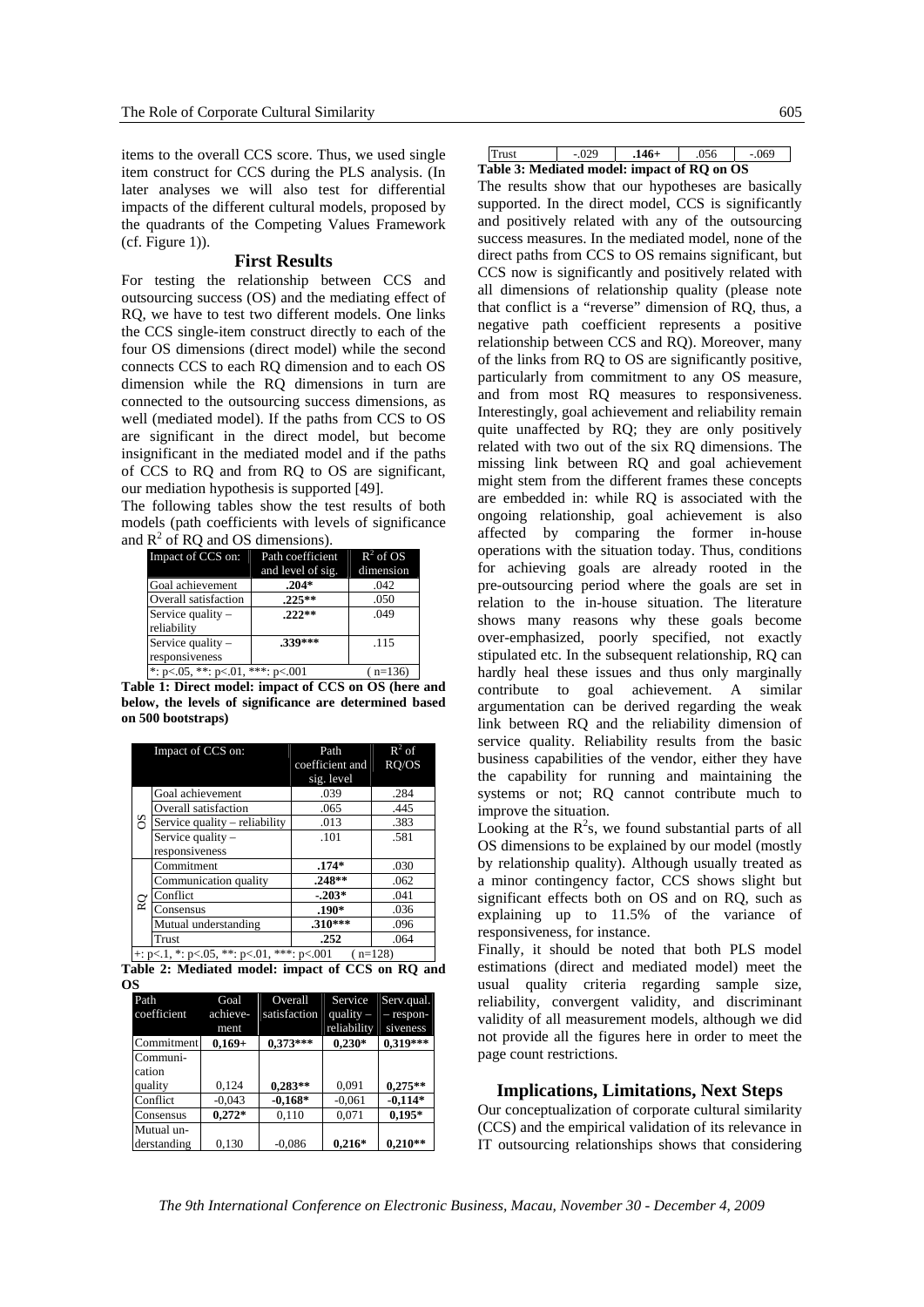items to the overall CCS score. Thus, we used single item construct for CCS during the PLS analysis. (In later analyses we will also test for differential impacts of the different cultural models, proposed by the quadrants of the Competing Values Framework (cf. Figure 1)).

## First Results

For testing the relationship between CCS and outsourcing success (OS) and the mediating effect of RQ, we have to test two different models. One links the CCS single-item construct directly to each of the four OS dimensions (direct model) while the second connects CCS to each RQ dimension and to each OS dimension while the RQ dimensions in turn are connected to the outsourcing success dimensions, as well (mediated model). If the paths from CCS to OS are significant in the direct model, but become insignificant in the mediated model and if the paths of CCS to RQ and from RQ to OS are significant, our mediation hypothesis is supported [49].

The following tables show the test results of both models (path coefficients with levels of significance and $R^2$ of RQ and OS dimensions).

| Impact of CCS on: | Path coefficient and level of sig. | $R^2$ of OS dimension |
|---|---|---|
| Goal achievement | **.204*** | .042 |
| Overall satisfaction | **.225**** | .050 |
| Service quality – reliability | **.222**** | .049 |
| Service quality – responsiveness | **.339***** | .115 |
| *: p<.05, **: p<.01, ***: p<.001 | | ( n=136) |

**Table 1: Direct model: impact of CCS on OS (here and below, the levels of significance are determined based on 500 bootstraps)**

| | Impact of CCS on: | Path coefficient and sig. level | $R^2$ of RQ/OS |
|---|---|---|---|
| OS | Goal achievement | .039 | .284 |
| | Overall satisfaction | .065 | .445 |
| | Service quality – reliability | .013 | .383 |
| | Service quality – responsiveness | .101 | .581 |
| RQ | Commitment | **.174*** | .030 |
| | Communication quality | **.248**** | .062 |
| | Conflict | **-.203*** | .041 |
| | Consensus | **.190*** | .036 |
| | Mutual understanding | **.310***** | .096 |
| | Trust | **.252** | .064 |
| +: p<.1, *: p<.05, **: p<.01, ***: p<.001 | | | ( n=128) |

**Table 2: Mediated model: impact of CCS on RQ and OS**

| Path coefficient | Goal achievement | Overall satisfaction | Service quality – reliability | Serv.qual. – responsiveness |
|---|---|---|---|---|
| Commitment | **0,169+** | **0,373***** | **0,230*** | **0,319***** |
| Communication quality | 0,124 | **0,283**** | 0,091 | **0,275**** |
| Conflict | -0,043 | **-0,168*** | -0,061 | **-0,114*** |
| Consensus | **0,272*** | 0,110 | 0,071 | **0,195*** |
| Mutual understanding | 0,130 | -0,086 | **0,216*** | **0,210**** |
| Trust | -.029 | **.146+** | .056 | -.069 |

**Table 3: Mediated model: impact of RQ on OS**

The results show that our hypotheses are basically supported. In the direct model, CCS is significantly and positively related with any of the outsourcing success measures. In the mediated model, none of the direct paths from CCS to OS remains significant, but CCS now is significantly and positively related with all dimensions of relationship quality (please note that conflict is a "reverse" dimension of RQ, thus, a negative path coefficient represents a positive relationship between CCS and RQ). Moreover, many of the links from RQ to OS are significantly positive, particularly from commitment to any OS measure, and from most RQ measures to responsiveness. Interestingly, goal achievement and reliability remain quite unaffected by RQ; they are only positively related with two out of the six RQ dimensions. The missing link between RQ and goal achievement might stem from the different frames these concepts are embedded in: while RQ is associated with the ongoing relationship, goal achievement is also affected by comparing the former in-house operations with the situation today. Thus, conditions for achieving goals are already rooted in the pre-outsourcing period where the goals are set in relation to the in-house situation. The literature shows many reasons why these goals become over-emphasized, poorly specified, not exactly stipulated etc. In the subsequent relationship, RQ can hardly heal these issues and thus only marginally contribute to goal achievement. A similar argumentation can be derived regarding the weak link between RQ and the reliability dimension of service quality. Reliability results from the basic business capabilities of the vendor, either they have the capability for running and maintaining the systems or not; RQ cannot contribute much to improve the situation.

Looking at the $R^2$s, we found substantial parts of all OS dimensions to be explained by our model (mostly by relationship quality). Although usually treated as a minor contingency factor, CCS shows slight but significant effects both on OS and on RQ, such as explaining up to 11.5% of the variance of responsiveness, for instance.

Finally, it should be noted that both PLS model estimations (direct and mediated model) meet the usual quality criteria regarding sample size, reliability, convergent validity, and discriminant validity of all measurement models, although we did not provide all the figures here in order to meet the page count restrictions.

## Implications, Limitations, Next Steps

Our conceptualization of corporate cultural similarity (CCS) and the empirical validation of its relevance in IT outsourcing relationships shows that considering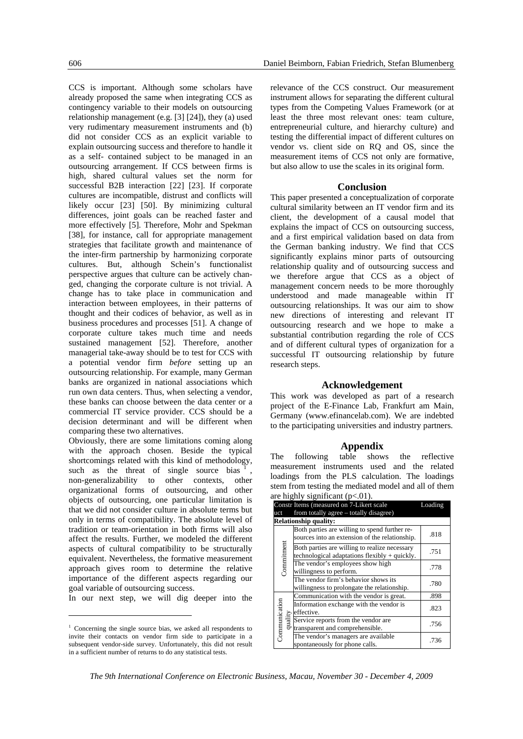CCS is important. Although some scholars have already proposed the same when integrating CCS as contingency variable to their models on outsourcing relationship management (e.g. [3] [24]), they (a) used very rudimentary measurement instruments and (b) did not consider CCS as an explicit variable to explain outsourcing success and therefore to handle it as a self- contained subject to be managed in an outsourcing arrangement. If CCS between firms is high, shared cultural values set the norm for successful B2B interaction [22] [23]. If corporate cultures are incompatible, distrust and conflicts will likely occur [23] [50]. By minimizing cultural differences, joint goals can be reached faster and more effectively [5]. Therefore, Mohr and Spekman [38], for instance, call for appropriate management strategies that facilitate growth and maintenance of the inter-firm partnership by harmonizing corporate cultures. But, although Schein's functionalist perspective argues that culture can be actively changed, changing the corporate culture is not trivial. A change has to take place in communication and interaction between employees, in their patterns of thought and their codices of behavior, as well as in business procedures and processes [51]. A change of corporate culture takes much time and needs sustained management [52]. Therefore, another managerial take-away should be to test for CCS with a potential vendor firm *before* setting up an outsourcing relationship. For example, many German banks are organized in national associations which run own data centers. Thus, when selecting a vendor, these banks can choose between the data center or a commercial IT service provider. CCS should be a decision determinant and will be different when comparing these two alternatives.

Obviously, there are some limitations coming along with the approach chosen. Beside the typical shortcomings related with this kind of methodology, such as the threat of single source bias [1], non-generalizability to other contexts, other organizational forms of outsourcing, and other objects of outsourcing, one particular limitation is that we did not consider culture in absolute terms but only in terms of compatibility. The absolute level of tradition or team-orientation in both firms will also affect the results. Further, we modeled the different aspects of cultural compatibility to be structurally equivalent. Nevertheless, the formative measurement approach gives room to determine the relative importance of the different aspects regarding our goal variable of outsourcing success.

In our next step, we will dig deeper into the relevance of the CCS construct. Our measurement instrument allows for separating the different cultural types from the Competing Values Framework (or at least the three most relevant ones: team culture, entrepreneurial culture, and hierarchy culture) and testing the differential impact of different cultures on vendor vs. client side on RQ and OS, since the measurement items of CCS not only are formative, but also allow to use the scales in its original form.

[1] Concerning the single source bias, we asked all respondents to invite their contacts on vendor firm side to participate in a subsequent vendor-side survey. Unfortunately, this did not result in a sufficient number of returns to do any statistical tests.

## Conclusion

This paper presented a conceptualization of corporate cultural similarity between an IT vendor firm and its client, the development of a causal model that explains the impact of CCS on outsourcing success, and a first empirical validation based on data from the German banking industry. We find that CCS significantly explains minor parts of outsourcing relationship quality and of outsourcing success and we therefore argue that CCS as a object of management concern needs to be more thoroughly understood and made manageable within IT outsourcing relationships. It was our aim to show new directions of interesting and relevant IT outsourcing research and we hope to make a substantial contribution regarding the role of CCS and of different cultural types of organization for a successful IT outsourcing relationship by future research steps.

## Acknowledgement

This work was developed as part of a research project of the E-Finance Lab, Frankfurt am Main, Germany (www.efinancelab.com). We are indebted to the participating universities and industry partners.

## Appendix

The following table shows the reflective measurement instruments used and the related loadings from the PLS calculation. The loadings stem from testing the mediated model and all of them are highly significant ($p<.01$).

| Construct | Items (measured on 7-Likert scale from totally agree – totally disagree) | Loading |
|---|---|---|
| **Relationship quality:** | | |
| Commitment | Both parties are willing to spend further resources into an extension of the relationship. | .818 |
| | Both parties are willing to realize necessary technological adaptations flexibly + quickly. | .751 |
| | The vendor's employees show high willingness to perform. | .778 |
| | The vendor firm's behavior shows its willingness to prolongate the relationship. | .780 |
| Communication quality | Communication with the vendor is great. | .898 |
| | Information exchange with the vendor is effective. | .823 |
| | Service reports from the vendor are transparent and comprehensible. | .756 |
| | The vendor's managers are available spontaneously for phone calls. | .736 |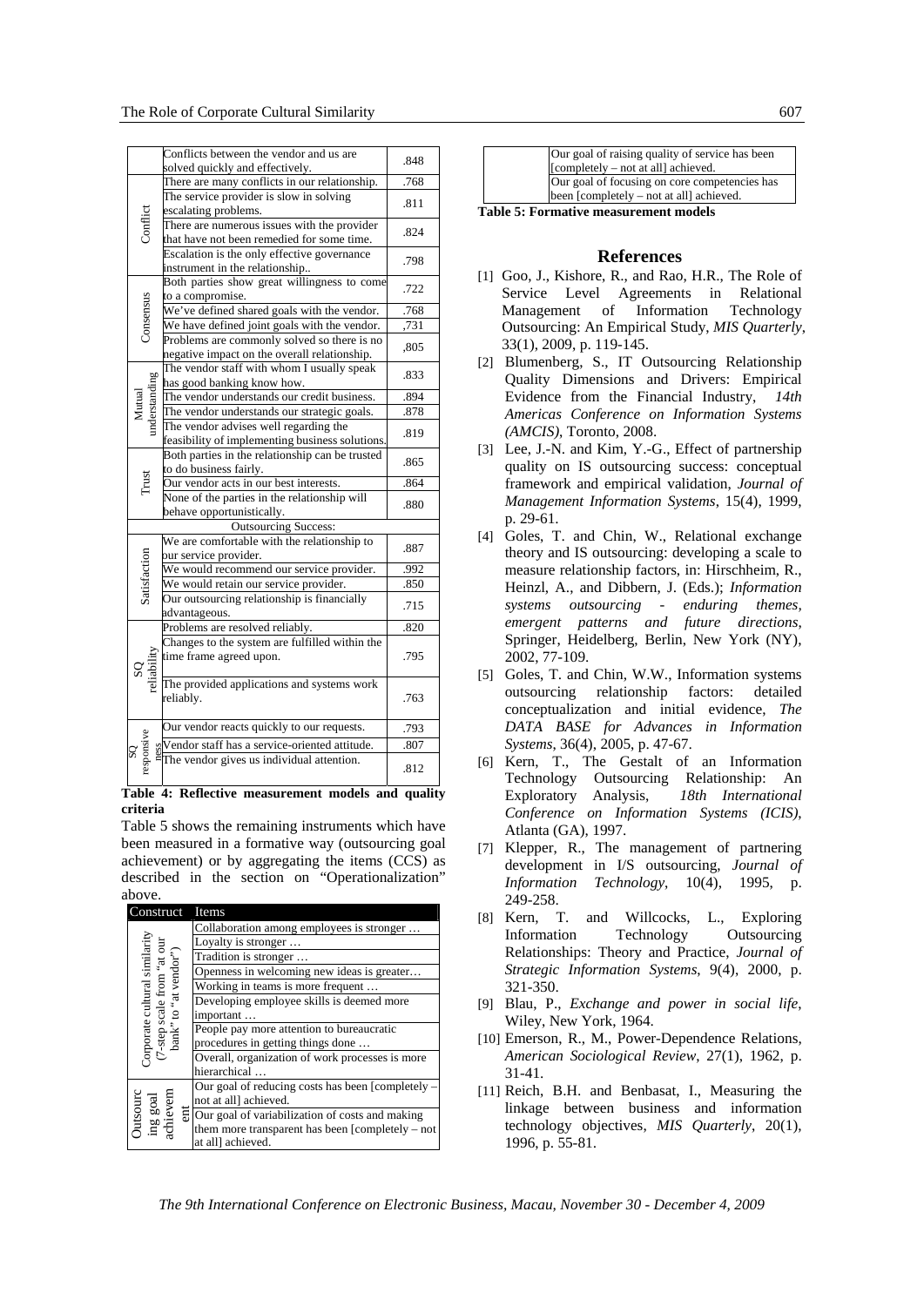| | | |
|---|---|---|
| | Conflicts between the vendor and us are solved quickly and effectively. | .848 |
| Conflict | There are many conflicts in our relationship. | .768 |
| | The service provider is slow in solving escalating problems. | .811 |
| | There are numerous issues with the provider that have not been remedied for some time. | .824 |
| | Escalation is the only effective governance instrument in the relationship.. | .798 |
| Consensus | Both parties show great willingness to come to a compromise. | .722 |
| | We've defined shared goals with the vendor. | .768 |
| | We have defined joint goals with the vendor. | ,731 |
| | Problems are commonly solved so there is no negative impact on the overall relationship. | ,805 |
| Mutual understanding | The vendor staff with whom I usually speak has good banking know how. | .833 |
| | The vendor understands our credit business. | .894 |
| | The vendor understands our strategic goals. | .878 |
| | The vendor advises well regarding the feasibility of implementing business solutions. | .819 |
| Trust | Both parties in the relationship can be trusted to do business fairly. | .865 |
| | Our vendor acts in our best interests. | .864 |
| | None of the parties in the relationship will behave opportunistically. | .880 |
| | Outsourcing Success: | |
| Satisfaction | We are comfortable with the relationship to our service provider. | .887 |
| | We would recommend our service provider. | .992 |
| | We would retain our service provider. | .850 |
| | Our outsourcing relationship is financially advantageous. | .715 |
| SQ reliability | Problems are resolved reliably. | .820 |
| | Changes to the system are fulfilled within the time frame agreed upon. | .795 |
| | The provided applications and systems work reliably. | .763 |
| SQ responsiveness | Our vendor reacts quickly to our requests. | .793 |
| | Vendor staff has a service-oriented attitude. | .807 |
| | The vendor gives us individual attention. | .812 |

**Table 4: Reflective measurement models and quality criteria**

Table 5 shows the remaining instruments which have been measured in a formative way (outsourcing goal achievement) or by aggregating the items (CCS) as described in the section on "Operationalization" above.

| Construct | Items |
|---|---|
| Corporate cultural similarity (7-step scale from "at our bank" to "at vendor") | Collaboration among employees is stronger … |
| | Loyalty is stronger … |
| | Tradition is stronger … |
| | Openness in welcoming new ideas is greater… |
| | Working in teams is more frequent … |
| | Developing employee skills is deemed more important … |
| | People pay more attention to bureaucratic procedures in getting things done … |
| | Overall, organization of work processes is more hierarchical … |
| Outsourcing goal achievement | Our goal of reducing costs has been [completely – not at all] achieved. |
| | Our goal of variabilization of costs and making them more transparent has been [completely – not at all] achieved. |
| | Our goal of raising quality of service has been [completely – not at all] achieved. |
| | Our goal of focusing on core competencies has been [completely – not at all] achieved. |

**Table 5: Formative measurement models**

## References

[1] Goo, J., Kishore, R., and Rao, H.R., The Role of Service Level Agreements in Relational Management of Information Technology Outsourcing: An Empirical Study, *MIS Quarterly*, 33(1), 2009, p. 119-145.

[2] Blumenberg, S., IT Outsourcing Relationship Quality Dimensions and Drivers: Empirical Evidence from the Financial Industry, *14th Americas Conference on Information Systems (AMCIS)*, Toronto, 2008.

[3] Lee, J.-N. and Kim, Y.-G., Effect of partnership quality on IS outsourcing success: conceptual framework and empirical validation, *Journal of Management Information Systems*, 15(4), 1999, p. 29-61.

[4] Goles, T. and Chin, W., Relational exchange theory and IS outsourcing: developing a scale to measure relationship factors, in: Hirschheim, R., Heinzl, A., and Dibbern, J. (Eds.); *Information systems outsourcing - enduring themes, emergent patterns and future directions*, Springer, Heidelberg, Berlin, New York (NY), 2002, 77-109.

[5] Goles, T. and Chin, W.W., Information systems outsourcing relationship factors: detailed conceptualization and initial evidence, *The DATA BASE for Advances in Information Systems*, 36(4), 2005, p. 47-67.

[6] Kern, T., The Gestalt of an Information Technology Outsourcing Relationship: An Exploratory Analysis, *18th International Conference on Information Systems (ICIS)*, Atlanta (GA), 1997.

[7] Klepper, R., The management of partnering development in I/S outsourcing, *Journal of Information Technology*, 10(4), 1995, p. 249-258.

[8] Kern, T. and Willcocks, L., Exploring Information Technology Outsourcing Relationships: Theory and Practice, *Journal of Strategic Information Systems*, 9(4), 2000, p. 321-350.

[9] Blau, P., *Exchange and power in social life*, Wiley, New York, 1964.

[10] Emerson, R., M., Power-Dependence Relations, *American Sociological Review*, 27(1), 1962, p. 31-41.

[11] Reich, B.H. and Benbasat, I., Measuring the linkage between business and information technology objectives, *MIS Quarterly*, 20(1), 1996, p. 55-81.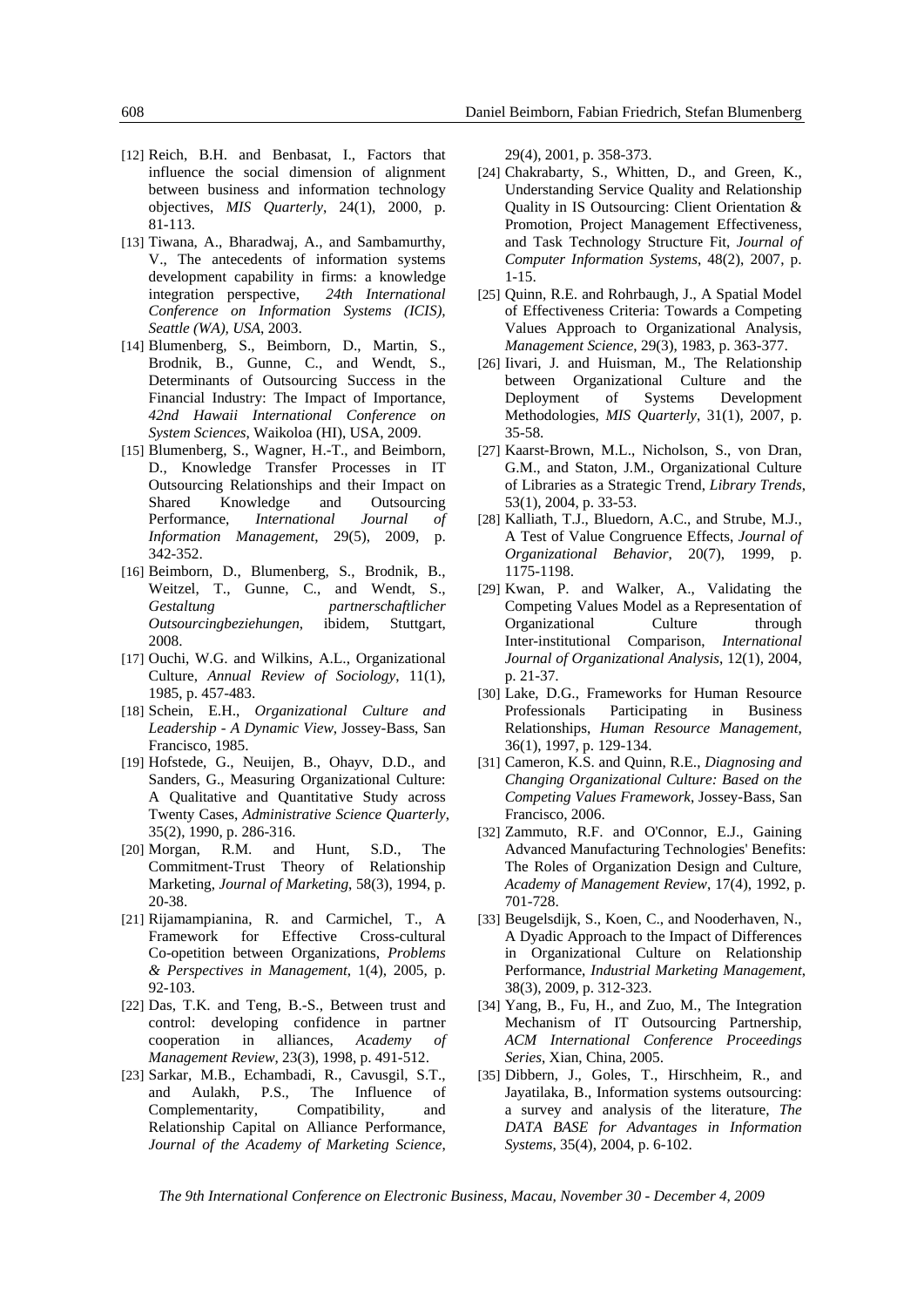[12] Reich, B.H. and Benbasat, I., Factors that influence the social dimension of alignment between business and information technology objectives, *MIS Quarterly*, 24(1), 2000, p. 81-113.

[13] Tiwana, A., Bharadwaj, A., and Sambamurthy, V., The antecedents of information systems development capability in firms: a knowledge integration perspective, *24th International Conference on Information Systems (ICIS), Seattle (WA), USA*, 2003.

[14] Blumenberg, S., Beimborn, D., Martin, S., Brodnik, B., Gunne, C., and Wendt, S., Determinants of Outsourcing Success in the Financial Industry: The Impact of Importance, *42nd Hawaii International Conference on System Sciences*, Waikoloa (HI), USA, 2009.

[15] Blumenberg, S., Wagner, H.-T., and Beimborn, D., Knowledge Transfer Processes in IT Outsourcing Relationships and their Impact on Shared Knowledge and Outsourcing Performance, *International Journal of Information Management*, 29(5), 2009, p. 342-352.

[16] Beimborn, D., Blumenberg, S., Brodnik, B., Weitzel, T., Gunne, C., and Wendt, S., *Gestaltung partnerschaftlicher Outsourcingbeziehungen*, ibidem, Stuttgart, 2008.

[17] Ouchi, W.G. and Wilkins, A.L., Organizational Culture, *Annual Review of Sociology*, 11(1), 1985, p. 457-483.

[18] Schein, E.H., *Organizational Culture and Leadership - A Dynamic View*, Jossey-Bass, San Francisco, 1985.

[19] Hofstede, G., Neuijen, B., Ohayv, D.D., and Sanders, G., Measuring Organizational Culture: A Qualitative and Quantitative Study across Twenty Cases, *Administrative Science Quarterly*, 35(2), 1990, p. 286-316.

[20] Morgan, R.M. and Hunt, S.D., The Commitment-Trust Theory of Relationship Marketing, *Journal of Marketing*, 58(3), 1994, p. 20-38.

[21] Rijamampianina, R. and Carmichel, T., A Framework for Effective Cross-cultural Co-opetition between Organizations, *Problems & Perspectives in Management*, 1(4), 2005, p. 92-103.

[22] Das, T.K. and Teng, B.-S., Between trust and control: developing confidence in partner cooperation in alliances, *Academy of Management Review*, 23(3), 1998, p. 491-512.

[23] Sarkar, M.B., Echambadi, R., Cavusgil, S.T., and Aulakh, P.S., The Influence of Complementarity, Compatibility, and Relationship Capital on Alliance Performance, *Journal of the Academy of Marketing Science*, 29(4), 2001, p. 358-373.

[24] Chakrabarty, S., Whitten, D., and Green, K., Understanding Service Quality and Relationship Quality in IS Outsourcing: Client Orientation & Promotion, Project Management Effectiveness, and Task Technology Structure Fit, *Journal of Computer Information Systems*, 48(2), 2007, p. 1-15.

[25] Quinn, R.E. and Rohrbaugh, J., A Spatial Model of Effectiveness Criteria: Towards a Competing Values Approach to Organizational Analysis, *Management Science*, 29(3), 1983, p. 363-377.

[26] Iivari, J. and Huisman, M., The Relationship between Organizational Culture and the Deployment of Systems Development Methodologies, *MIS Quarterly*, 31(1), 2007, p. 35-58.

[27] Kaarst-Brown, M.L., Nicholson, S., von Dran, G.M., and Staton, J.M., Organizational Culture of Libraries as a Strategic Trend, *Library Trends*, 53(1), 2004, p. 33-53.

[28] Kalliath, T.J., Bluedorn, A.C., and Strube, M.J., A Test of Value Congruence Effects, *Journal of Organizational Behavior*, 20(7), 1999, p. 1175-1198.

[29] Kwan, P. and Walker, A., Validating the Competing Values Model as a Representation of Organizational Culture through Inter-institutional Comparison, *International Journal of Organizational Analysis*, 12(1), 2004, p. 21-37.

[30] Lake, D.G., Frameworks for Human Resource Professionals Participating in Business Relationships, *Human Resource Management*, 36(1), 1997, p. 129-134.

[31] Cameron, K.S. and Quinn, R.E., *Diagnosing and Changing Organizational Culture: Based on the Competing Values Framework*, Jossey-Bass, San Francisco, 2006.

[32] Zammuto, R.F. and O'Connor, E.J., Gaining Advanced Manufacturing Technologies' Benefits: The Roles of Organization Design and Culture, *Academy of Management Review*, 17(4), 1992, p. 701-728.

[33] Beugelsdijk, S., Koen, C., and Nooderhaven, N., A Dyadic Approach to the Impact of Differences in Organizational Culture on Relationship Performance, *Industrial Marketing Management*, 38(3), 2009, p. 312-323.

[34] Yang, B., Fu, H., and Zuo, M., The Integration Mechanism of IT Outsourcing Partnership, *ACM International Conference Proceedings Series*, Xian, China, 2005.

[35] Dibbern, J., Goles, T., Hirschheim, R., and Jayatilaka, B., Information systems outsourcing: a survey and analysis of the literature, *The DATA BASE for Advantages in Information Systems*, 35(4), 2004, p. 6-102.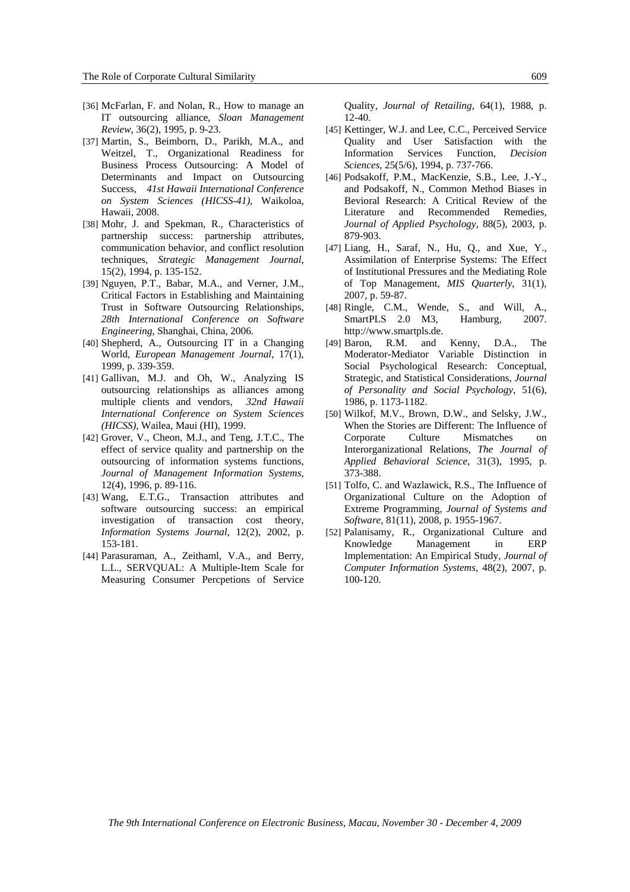[36] McFarlan, F. and Nolan, R., How to manage an IT outsourcing alliance, *Sloan Management Review*, 36(2), 1995, p. 9-23.

[37] Martin, S., Beimborn, D., Parikh, M.A., and Weitzel, T., Organizational Readiness for Business Process Outsourcing: A Model of Determinants and Impact on Outsourcing Success, *41st Hawaii International Conference on System Sciences (HICSS-41)*, Waikoloa, Hawaii, 2008.

[38] Mohr, J. and Spekman, R., Characteristics of partnership success: partnership attributes, communication behavior, and conflict resolution techniques, *Strategic Management Journal*, 15(2), 1994, p. 135-152.

[39] Nguyen, P.T., Babar, M.A., and Verner, J.M., Critical Factors in Establishing and Maintaining Trust in Software Outsourcing Relationships, *28th International Conference on Software Engineering*, Shanghai, China, 2006.

[40] Shepherd, A., Outsourcing IT in a Changing World, *European Management Journal*, 17(1), 1999, p. 339-359.

[41] Gallivan, M.J. and Oh, W., Analyzing IS outsourcing relationships as alliances among multiple clients and vendors, *32nd Hawaii International Conference on System Sciences (HICSS)*, Wailea, Maui (HI), 1999.

[42] Grover, V., Cheon, M.J., and Teng, J.T.C., The effect of service quality and partnership on the outsourcing of information systems functions, *Journal of Management Information Systems*, 12(4), 1996, p. 89-116.

[43] Wang, E.T.G., Transaction attributes and software outsourcing success: an empirical investigation of transaction cost theory, *Information Systems Journal*, 12(2), 2002, p. 153-181.

[44] Parasuraman, A., Zeithaml, V.A., and Berry, L.L., SERVQUAL: A Multiple-Item Scale for Measuring Consumer Percpetions of Service Quality, *Journal of Retailing*, 64(1), 1988, p. 12-40.

[45] Kettinger, W.J. and Lee, C.C., Perceived Service Quality and User Satisfaction with the Information Services Function, *Decision Sciences*, 25(5/6), 1994, p. 737-766.

[46] Podsakoff, P.M., MacKenzie, S.B., Lee, J.-Y., and Podsakoff, N., Common Method Biases in Bevioral Research: A Critical Review of the Literature and Recommended Remedies, *Journal of Applied Psychology*, 88(5), 2003, p. 879-903.

[47] Liang, H., Saraf, N., Hu, Q., and Xue, Y., Assimilation of Enterprise Systems: The Effect of Institutional Pressures and the Mediating Role of Top Management, *MIS Quarterly*, 31(1), 2007, p. 59-87.

[48] Ringle, C.M., Wende, S., and Will, A., SmartPLS 2.0 M3, Hamburg, 2007. http://www.smartpls.de.

[49] Baron, R.M. and Kenny, D.A., The Moderator-Mediator Variable Distinction in Social Psychological Research: Conceptual, Strategic, and Statistical Considerations, *Journal of Personality and Social Psychology*, 51(6), 1986, p. 1173-1182.

[50] Wilkof, M.V., Brown, D.W., and Selsky, J.W., When the Stories are Different: The Influence of Corporate Culture Mismatches on Interorganizational Relations, *The Journal of Applied Behavioral Science*, 31(3), 1995, p. 373-388.

[51] Tolfo, C. and Wazlawick, R.S., The Influence of Organizational Culture on the Adoption of Extreme Programming, *Journal of Systems and Software*, 81(11), 2008, p. 1955-1967.

[52] Palanisamy, R., Organizational Culture and Knowledge Management in ERP Implementation: An Empirical Study, *Journal of Computer Information Systems*, 48(2), 2007, p. 100-120.